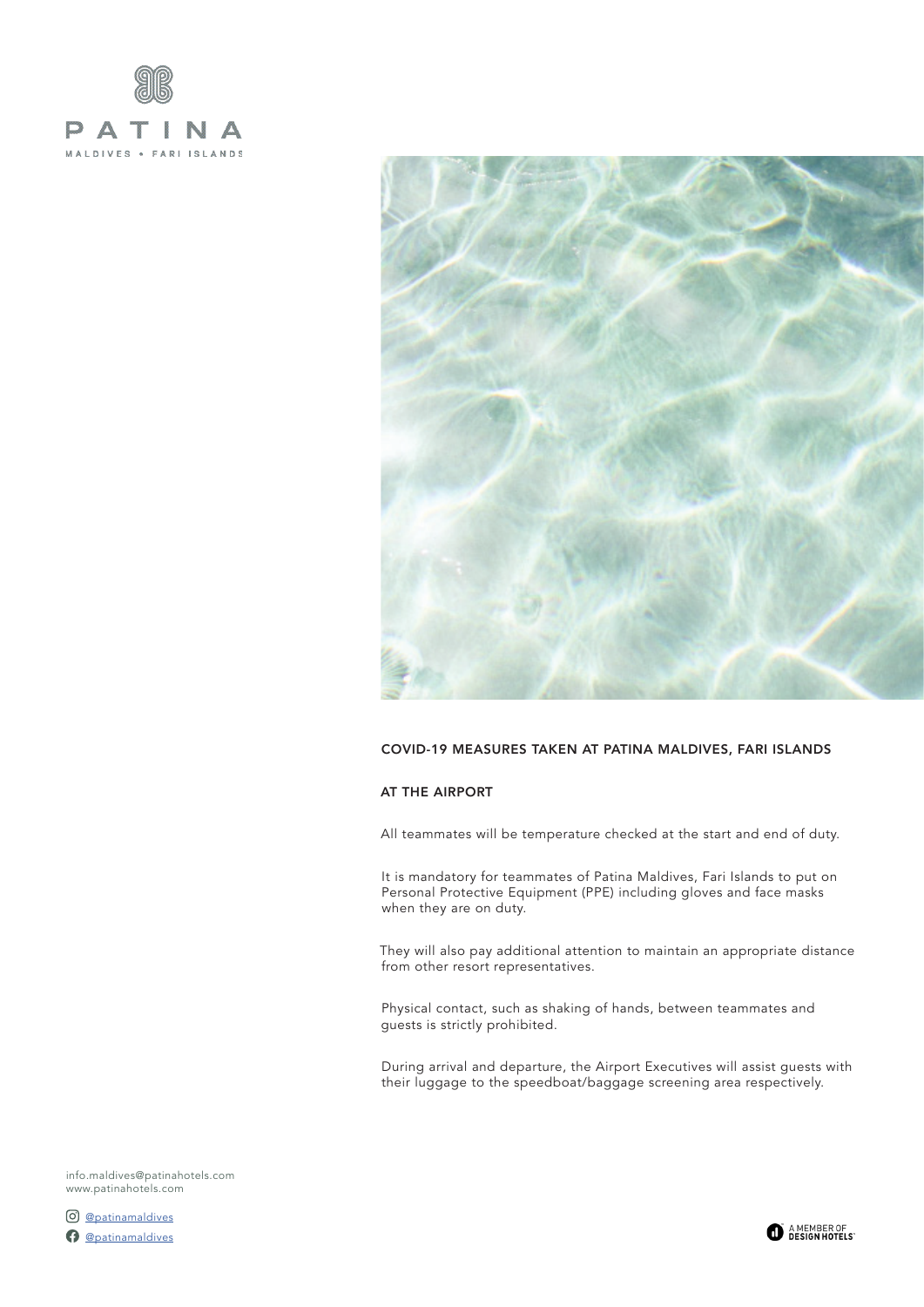PATINA

MALDIVES • FARI ISLANDS

# COVID-19 MEASURES TAKEN AT PATINA MALDIVES, FARI ISLANDS

## AT THE AIRPORT

All teammates will be temperature checked at the start and end of duty.

It is mandatory for teammates of Patina Maldives, Fari Islands to put on Personal Protective Equipment (PPE) including gloves and face masks when they are on duty.

They will also pay additional attention to maintain an appropriate distance from other resort representatives.

Physical contact, such as shaking of hands, between teammates and guests is strictly prohibited.

During arrival and departure, the Airport Executives will assist guests with their luggage to the speedboat/baggage screening area respectively.

info.maldives@patinahotels.com
www.patinahotels.com

@patinamaldives
@patinamaldives

A MEMBER OF DESIGN HOTELS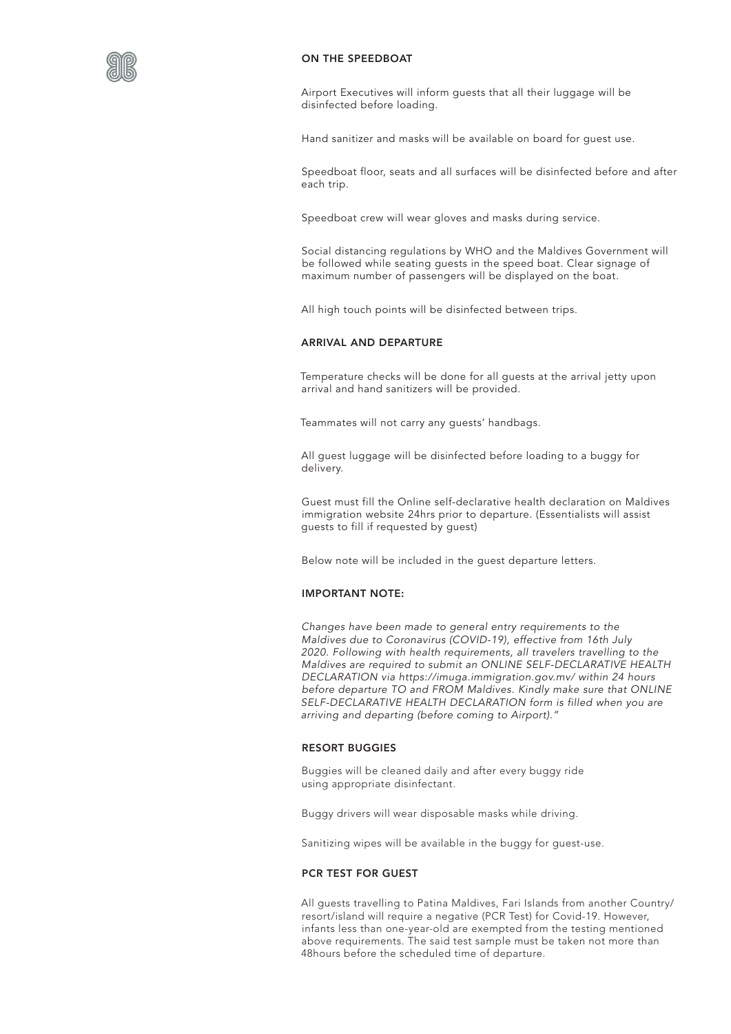## ON THE SPEEDBOAT

Airport Executives will inform guests that all their luggage will be disinfected before loading.

Hand sanitizer and masks will be available on board for guest use.

Speedboat floor, seats and all surfaces will be disinfected before and after each trip.

Speedboat crew will wear gloves and masks during service.

Social distancing regulations by WHO and the Maldives Government will be followed while seating guests in the speed boat. Clear signage of maximum number of passengers will be displayed on the boat.

All high touch points will be disinfected between trips.

## ARRIVAL AND DEPARTURE

Temperature checks will be done for all guests at the arrival jetty upon arrival and hand sanitizers will be provided.

Teammates will not carry any guests' handbags.

All guest luggage will be disinfected before loading to a buggy for delivery.

Guest must fill the Online self-declarative health declaration on Maldives immigration website 24hrs prior to departure. (Essentialists will assist guests to fill if requested by guest)

Below note will be included in the guest departure letters.

## IMPORTANT NOTE:

*Changes have been made to general entry requirements to the Maldives due to Coronavirus (COVID-19), effective from 16th July 2020. Following with health requirements, all travelers travelling to the Maldives are required to submit an ONLINE SELF-DECLARATIVE HEALTH DECLARATION via https://imuga.immigration.gov.mv/ within 24 hours before departure TO and FROM Maldives. Kindly make sure that ONLINE SELF-DECLARATIVE HEALTH DECLARATION form is filled when you are arriving and departing (before coming to Airport)."*

## RESORT BUGGIES

Buggies will be cleaned daily and after every buggy ride using appropriate disinfectant.

Buggy drivers will wear disposable masks while driving.

Sanitizing wipes will be available in the buggy for guest-use.

## PCR TEST FOR GUEST

All guests travelling to Patina Maldives, Fari Islands from another Country/ resort/island will require a negative (PCR Test) for Covid-19. However, infants less than one-year-old are exempted from the testing mentioned above requirements. The said test sample must be taken not more than 48hours before the scheduled time of departure.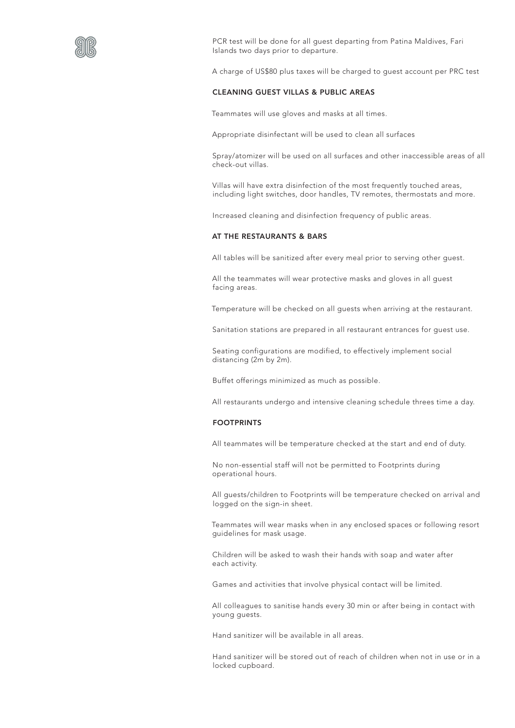PCR test will be done for all guest departing from Patina Maldives, Fari Islands two days prior to departure.

A charge of US$80 plus taxes will be charged to guest account per PRC test

## CLEANING GUEST VILLAS & PUBLIC AREAS

Teammates will use gloves and masks at all times.

Appropriate disinfectant will be used to clean all surfaces

Spray/atomizer will be used on all surfaces and other inaccessible areas of all check-out villas.

Villas will have extra disinfection of the most frequently touched areas, including light switches, door handles, TV remotes, thermostats and more.

Increased cleaning and disinfection frequency of public areas.

## AT THE RESTAURANTS & BARS

All tables will be sanitized after every meal prior to serving other guest.

All the teammates will wear protective masks and gloves in all guest facing areas.

Temperature will be checked on all guests when arriving at the restaurant.

Sanitation stations are prepared in all restaurant entrances for guest use.

Seating configurations are modified, to effectively implement social distancing (2m by 2m).

Buffet offerings minimized as much as possible.

All restaurants undergo and intensive cleaning schedule threes time a day.

## FOOTPRINTS

All teammates will be temperature checked at the start and end of duty.

No non-essential staff will not be permitted to Footprints during operational hours.

All guests/children to Footprints will be temperature checked on arrival and logged on the sign-in sheet.

Teammates will wear masks when in any enclosed spaces or following resort guidelines for mask usage.

Children will be asked to wash their hands with soap and water after each activity.

Games and activities that involve physical contact will be limited.

All colleagues to sanitise hands every 30 min or after being in contact with young guests.

Hand sanitizer will be available in all areas.

Hand sanitizer will be stored out of reach of children when not in use or in a locked cupboard.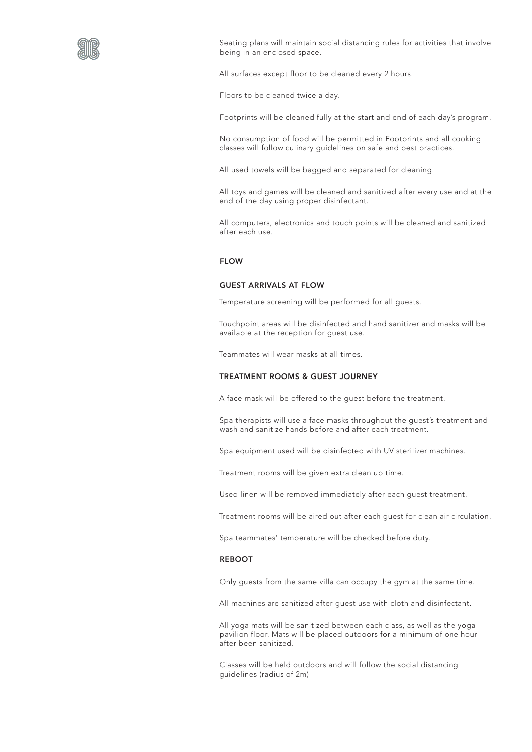Seating plans will maintain social distancing rules for activities that involve being in an enclosed space.

All surfaces except floor to be cleaned every 2 hours.

Floors to be cleaned twice a day.

Footprints will be cleaned fully at the start and end of each day's program.

No consumption of food will be permitted in Footprints and all cooking classes will follow culinary guidelines on safe and best practices.

All used towels will be bagged and separated for cleaning.

All toys and games will be cleaned and sanitized after every use and at the end of the day using proper disinfectant.

All computers, electronics and touch points will be cleaned and sanitized after each use.

## FLOW

### GUEST ARRIVALS AT FLOW

Temperature screening will be performed for all guests.

Touchpoint areas will be disinfected and hand sanitizer and masks will be available at the reception for guest use.

Teammates will wear masks at all times.

### TREATMENT ROOMS & GUEST JOURNEY

A face mask will be offered to the guest before the treatment.

Spa therapists will use a face masks throughout the guest's treatment and wash and sanitize hands before and after each treatment.

Spa equipment used will be disinfected with UV sterilizer machines.

Treatment rooms will be given extra clean up time.

Used linen will be removed immediately after each guest treatment.

Treatment rooms will be aired out after each guest for clean air circulation.

Spa teammates' temperature will be checked before duty.

### REBOOT

Only guests from the same villa can occupy the gym at the same time.

All machines are sanitized after guest use with cloth and disinfectant.

All yoga mats will be sanitized between each class, as well as the yoga pavilion floor. Mats will be placed outdoors for a minimum of one hour after been sanitized.

Classes will be held outdoors and will follow the social distancing guidelines (radius of 2m)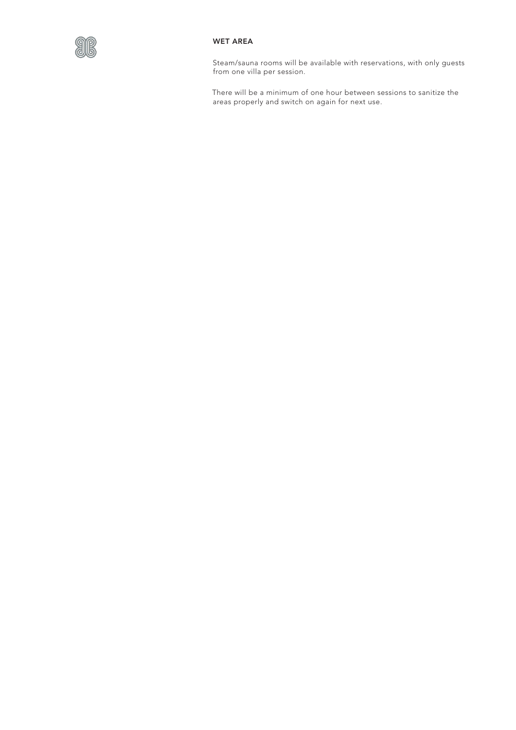## WET AREA

Steam/sauna rooms will be available with reservations, with only guests from one villa per session.

There will be a minimum of one hour between sessions to sanitize the areas properly and switch on again for next use.